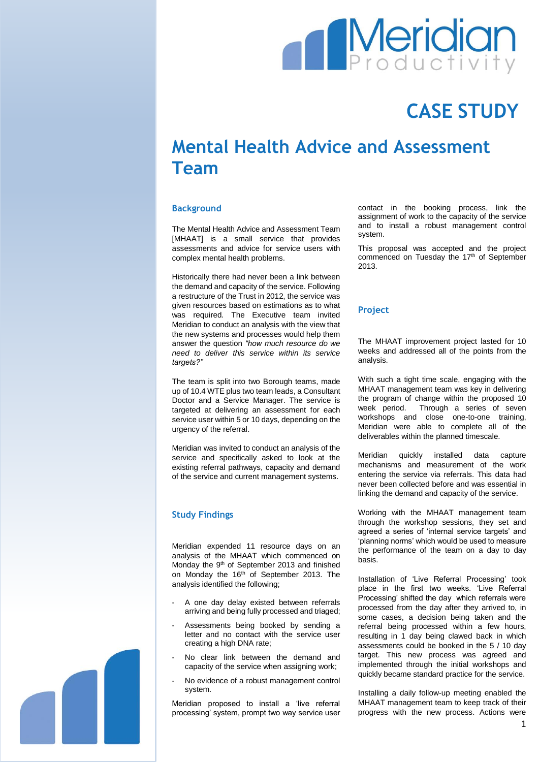# CASE STUDY

# Mental Health Advice and Assessment Team

## Background

The Mental Health Advice and Assessment Team [MHAAT] is a small service that provides assessments and advice for service users with complex mental health problems.

Historically there had never been a link between the demand and capacity of the service. Following a restructure of the Trust in 2012, the service was given resources based on estimations as to what was required. The Executive team invited Meridian to conduct an analysis with the view that the new systems and processes would help them answer the question *"how much resource do we need to deliver this service within its service targets?"*

The team is split into two Borough teams, made up of 10.4 WTE plus two team leads, a Consultant Doctor and a Service Manager. The service is targeted at delivering an assessment for each service user within 5 or 10 days, depending on the urgency of the referral.

Meridian was invited to conduct an analysis of the service and specifically asked to look at the existing referral pathways, capacity and demand of the service and current management systems.

## Study Findings

Meridian expended 11 resource days on an analysis of the MHAAT which commenced on Monday the 9th of September 2013 and finished on Monday the 16th of September 2013. The analysis identified the following;

- A one day delay existed between referrals arriving and being fully processed and triaged;
- Assessments being booked by sending a letter and no contact with the service user creating a high DNA rate;
- No clear link between the demand and capacity of the service when assigning work;
- No evidence of a robust management control system.

Meridian proposed to install a 'live referral processing' system, prompt two way service user contact in the booking process, link the assignment of work to the capacity of the service and to install a robust management control system.

This proposal was accepted and the project commenced on Tuesday the 17th of September 2013.

## Project

The MHAAT improvement project lasted for 10 weeks and addressed all of the points from the analysis.

With such a tight time scale, engaging with the MHAAT management team was key in delivering the program of change within the proposed 10 week period. Through a series of seven workshops and close one-to-one training, Meridian were able to complete all of the deliverables within the planned timescale.

Meridian quickly installed data capture mechanisms and measurement of the work entering the service via referrals. This data had never been collected before and was essential in linking the demand and capacity of the service.

Working with the MHAAT management team through the workshop sessions, they set and agreed a series of 'internal service targets' and 'planning norms' which would be used to measure the performance of the team on a day to day basis.

Installation of 'Live Referral Processing' took place in the first two weeks. 'Live Referral Processing' shifted the day which referrals were processed from the day after they arrived to, in some cases, a decision being taken and the referral being processed within a few hours, resulting in 1 day being clawed back in which assessments could be booked in the 5 / 10 day target. This new process was agreed and implemented through the initial workshops and quickly became standard practice for the service.

Installing a daily follow-up meeting enabled the MHAAT management team to keep track of their progress with the new process. Actions were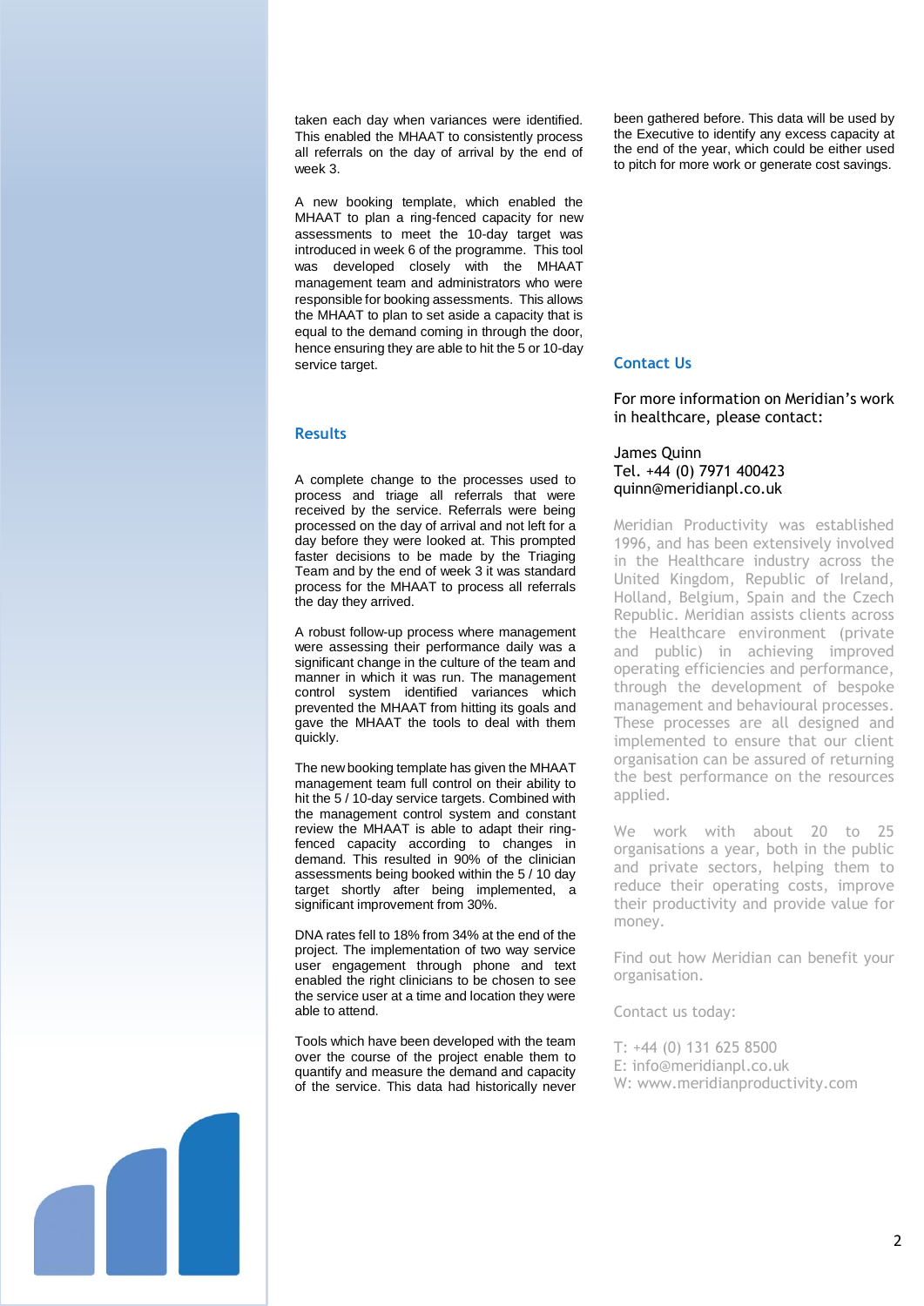taken each day when variances were identified. This enabled the MHAAT to consistently process all referrals on the day of arrival by the end of week 3.

A new booking template, which enabled the MHAAT to plan a ring-fenced capacity for new assessments to meet the 10-day target was introduced in week 6 of the programme. This tool was developed closely with the MHAAT management team and administrators who were responsible for booking assessments. This allows the MHAAT to plan to set aside a capacity that is equal to the demand coming in through the door, hence ensuring they are able to hit the 5 or 10-day service target.

## Results

A complete change to the processes used to process and triage all referrals that were received by the service. Referrals were being processed on the day of arrival and not left for a day before they were looked at. This prompted faster decisions to be made by the Triaging Team and by the end of week 3 it was standard process for the MHAAT to process all referrals the day they arrived.

A robust follow-up process where management were assessing their performance daily was a significant change in the culture of the team and manner in which it was run. The management control system identified variances which prevented the MHAAT from hitting its goals and gave the MHAAT the tools to deal with them quickly.

The new booking template has given the MHAAT management team full control on their ability to hit the 5 / 10-day service targets. Combined with the management control system and constant review the MHAAT is able to adapt their ring-fenced capacity according to changes in demand. This resulted in 90% of the clinician assessments being booked within the 5 / 10 day target shortly after being implemented, a significant improvement from 30%.

DNA rates fell to 18% from 34% at the end of the project. The implementation of two way service user engagement through phone and text enabled the right clinicians to be chosen to see the service user at a time and location they were able to attend.

Tools which have been developed with the team over the course of the project enable them to quantify and measure the demand and capacity of the service. This data had historically never been gathered before. This data will be used by the Executive to identify any excess capacity at the end of the year, which could be either used to pitch for more work or generate cost savings.

## Contact Us

For more information on Meridian's work in healthcare, please contact:

James Quinn
Tel. +44 (0) 7971 400423
quinn@meridianpl.co.uk

Meridian Productivity was established 1996, and has been extensively involved in the Healthcare industry across the United Kingdom, Republic of Ireland, Holland, Belgium, Spain and the Czech Republic. Meridian assists clients across the Healthcare environment (private and public) in achieving improved operating efficiencies and performance, through the development of bespoke management and behavioural processes. These processes are all designed and implemented to ensure that our client organisation can be assured of returning the best performance on the resources applied.

We work with about 20 to 25 organisations a year, both in the public and private sectors, helping them to reduce their operating costs, improve their productivity and provide value for money.

Find out how Meridian can benefit your organisation.

Contact us today:

T: +44 (0) 131 625 8500
E: info@meridianpl.co.uk
W: www.meridianproductivity.com